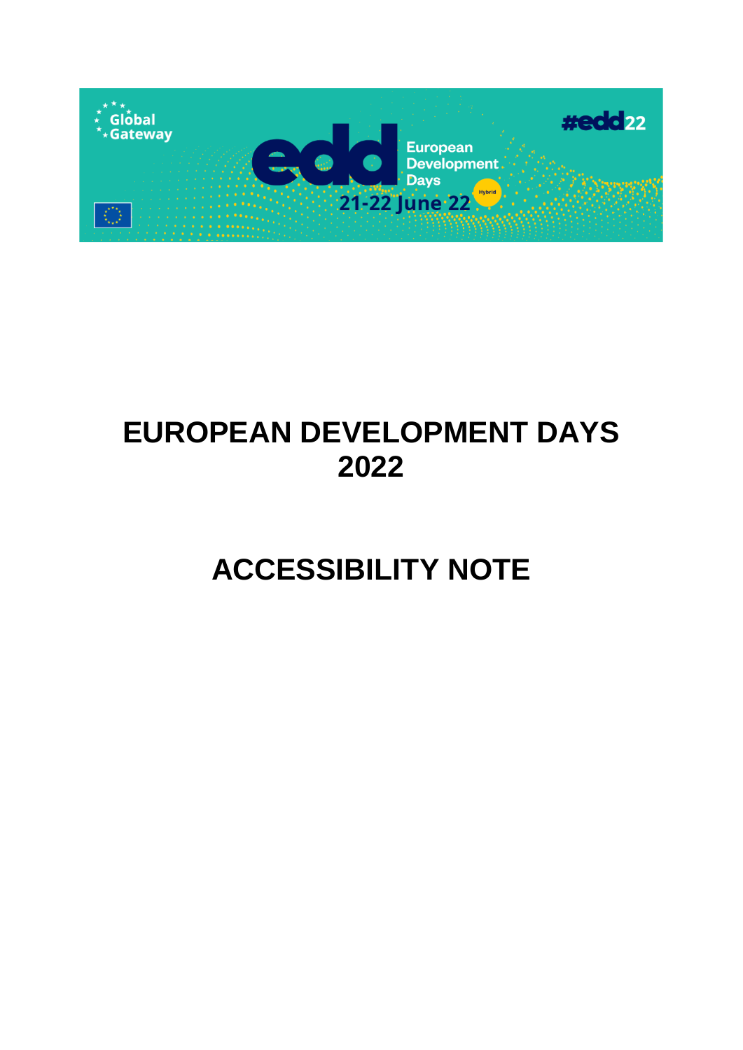# EUROPEAN DEVELOPMENT DAYS 2022

# ACCESSIBILITY NOTE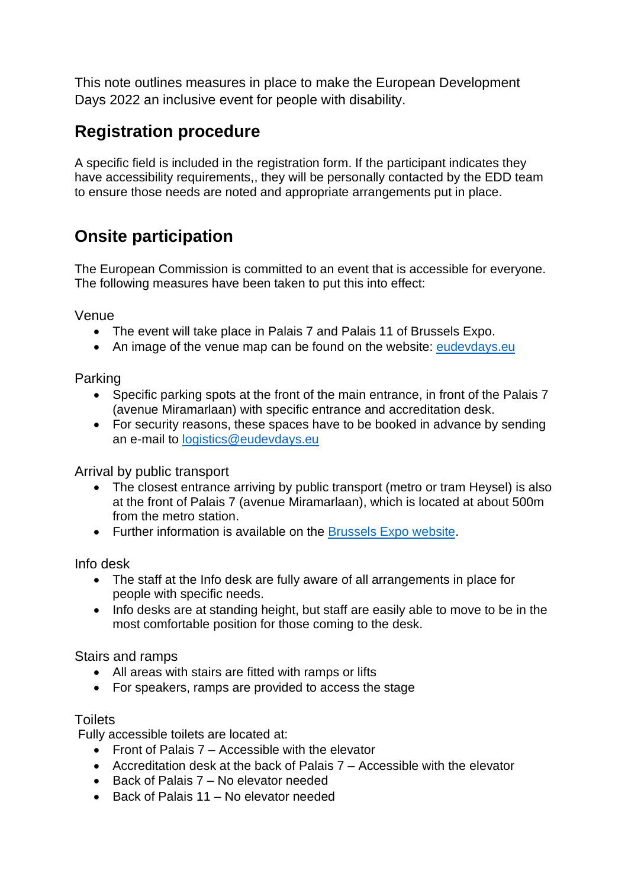This note outlines measures in place to make the European Development Days 2022 an inclusive event for people with disability.

## Registration procedure

A specific field is included in the registration form. If the participant indicates they have accessibility requirements,, they will be personally contacted by the EDD team to ensure those needs are noted and appropriate arrangements put in place.

## Onsite participation

The European Commission is committed to an event that is accessible for everyone. The following measures have been taken to put this into effect:

Venue

- The event will take place in Palais 7 and Palais 11 of Brussels Expo.
- An image of the venue map can be found on the website: [eudevdays.eu](eudevdays.eu)

Parking

- Specific parking spots at the front of the main entrance, in front of the Palais 7 (avenue Miramarlaan) with specific entrance and accreditation desk.
- For security reasons, these spaces have to be booked in advance by sending an e-mail to [logistics@eudevdays.eu](mailto:logistics@eudevdays.eu)

Arrival by public transport

- The closest entrance arriving by public transport (metro or tram Heysel) is also at the front of Palais 7 (avenue Miramarlaan), which is located at about 500m from the metro station.
- Further information is available on the Brussels Expo website.

Info desk

- The staff at the Info desk are fully aware of all arrangements in place for people with specific needs.
- Info desks are at standing height, but staff are easily able to move to be in the most comfortable position for those coming to the desk.

Stairs and ramps

- All areas with stairs are fitted with ramps or lifts
- For speakers, ramps are provided to access the stage

Toilets

Fully accessible toilets are located at:

- Front of Palais 7 – Accessible with the elevator
- Accreditation desk at the back of Palais 7 – Accessible with the elevator
- Back of Palais 7 – No elevator needed
- Back of Palais 11 – No elevator needed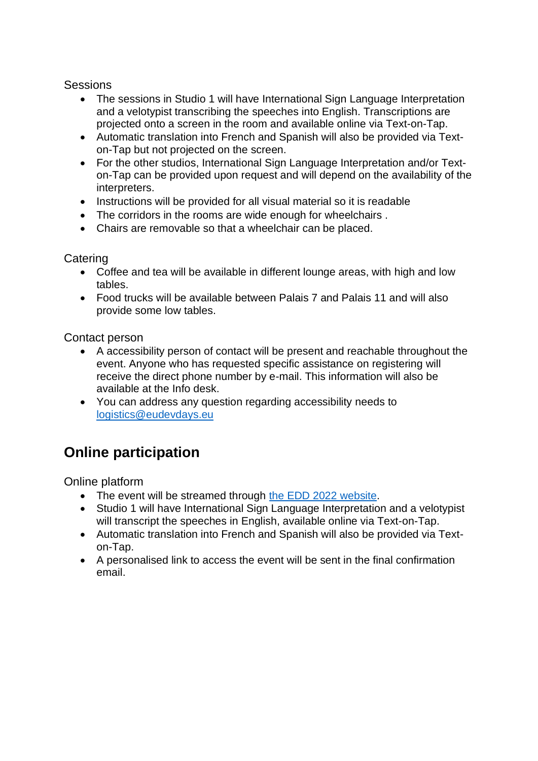Sessions

- The sessions in Studio 1 will have International Sign Language Interpretation and a velotypist transcribing the speeches into English. Transcriptions are projected onto a screen in the room and available online via Text-on-Tap.
- Automatic translation into French and Spanish will also be provided via Text-on-Tap but not projected on the screen.
- For the other studios, International Sign Language Interpretation and/or Text-on-Tap can be provided upon request and will depend on the availability of the interpreters.
- Instructions will be provided for all visual material so it is readable
- The corridors in the rooms are wide enough for wheelchairs .
- Chairs are removable so that a wheelchair can be placed.

Catering

- Coffee and tea will be available in different lounge areas, with high and low tables.
- Food trucks will be available between Palais 7 and Palais 11 and will also provide some low tables.

Contact person

- A accessibility person of contact will be present and reachable throughout the event. Anyone who has requested specific assistance on registering will receive the direct phone number by e-mail. This information will also be available at the Info desk.
- You can address any question regarding accessibility needs to [logistics@eudevdays.eu](mailto:logistics@eudevdays.eu)

## Online participation

Online platform

- The event will be streamed through the EDD 2022 website.
- Studio 1 will have International Sign Language Interpretation and a velotypist will transcript the speeches in English, available online via Text-on-Tap.
- Automatic translation into French and Spanish will also be provided via Text-on-Tap.
- A personalised link to access the event will be sent in the final confirmation email.